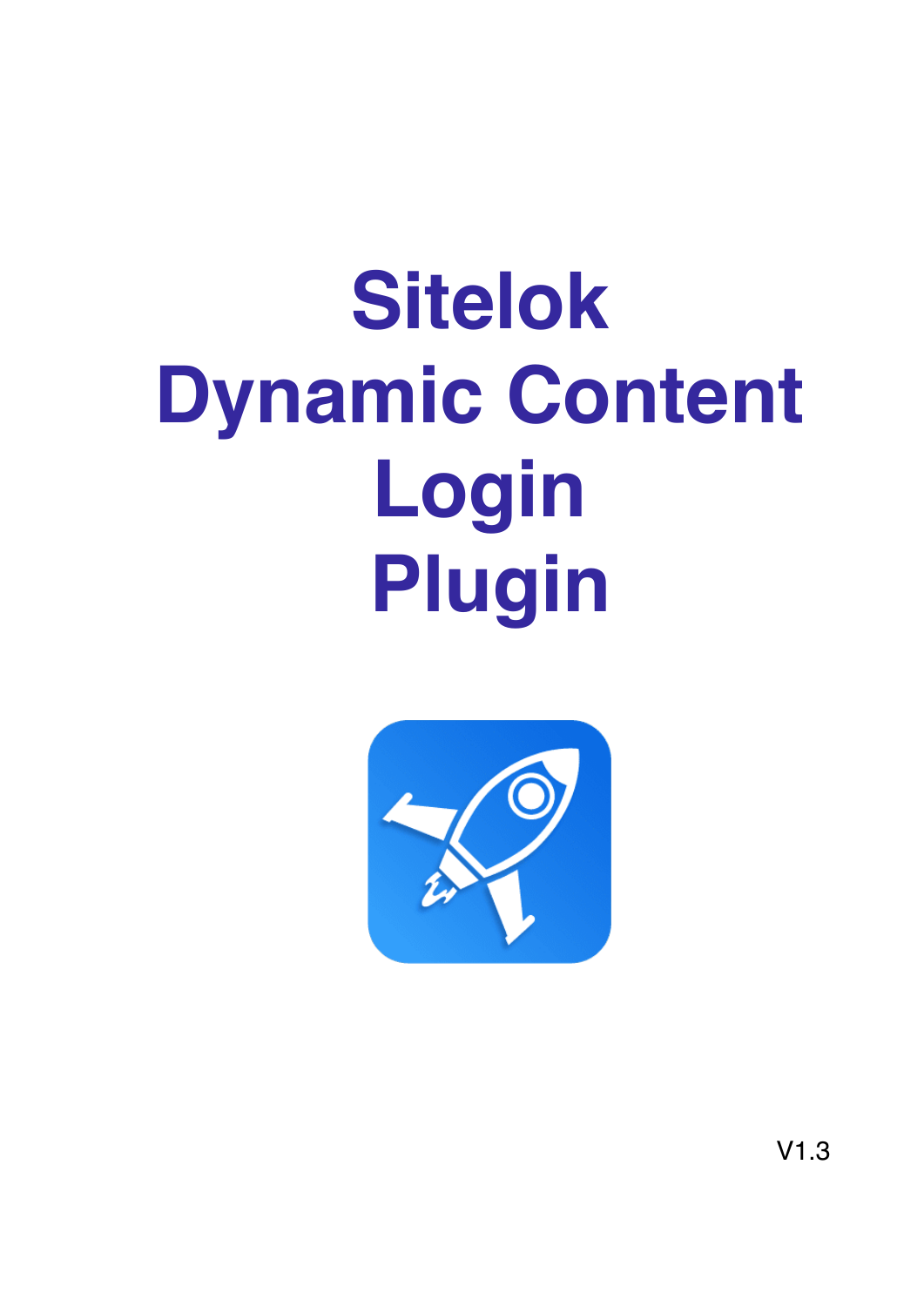# Sitelok Dynamic Content Login Plugin

V1.3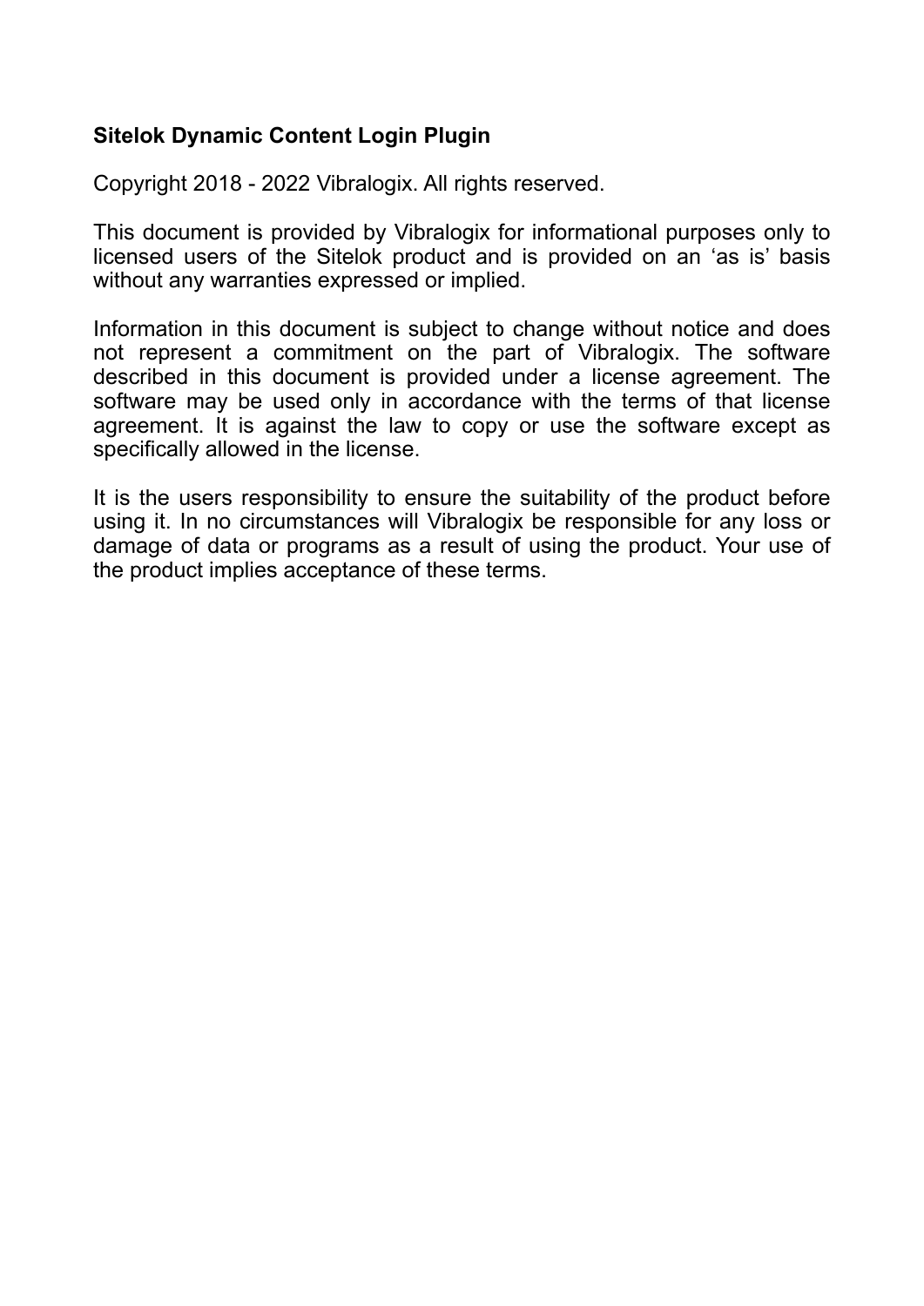**Sitelok Dynamic Content Login Plugin**

Copyright 2018 - 2022 Vibralogix. All rights reserved.

This document is provided by Vibralogix for informational purposes only to licensed users of the Sitelok product and is provided on an ‘as is’ basis without any warranties expressed or implied.

Information in this document is subject to change without notice and does not represent a commitment on the part of Vibralogix. The software described in this document is provided under a license agreement. The software may be used only in accordance with the terms of that license agreement. It is against the law to copy or use the software except as specifically allowed in the license.

It is the users responsibility to ensure the suitability of the product before using it. In no circumstances will Vibralogix be responsible for any loss or damage of data or programs as a result of using the product. Your use of the product implies acceptance of these terms.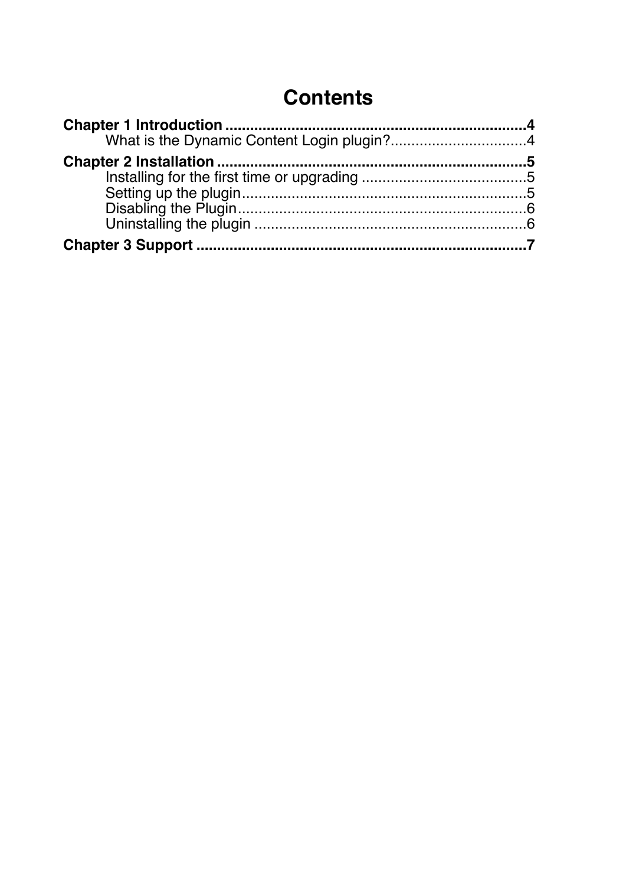# Contents

**Chapter 1 Introduction** ........................................................................**4**
- What is the Dynamic Content Login plugin?.................................4

**Chapter 2 Installation** ..........................................................................**5**
- Installing for the first time or upgrading ........................................5
- Setting up the plugin.....................................................................5
- Disabling the Plugin......................................................................6
- Uninstalling the plugin ..................................................................6

**Chapter 3 Support** ...............................................................................**7**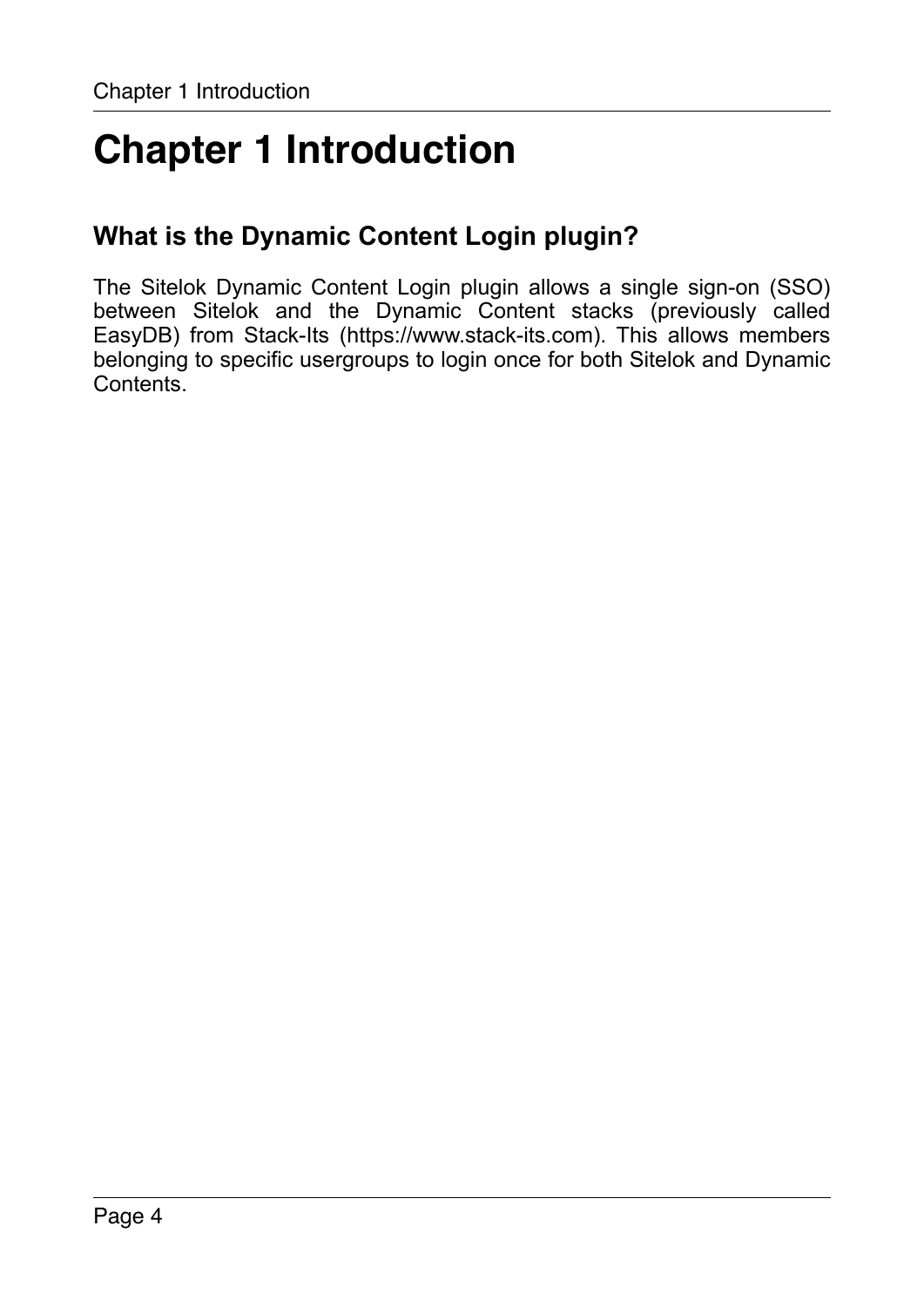# Chapter 1 Introduction

## What is the Dynamic Content Login plugin?

The Sitelok Dynamic Content Login plugin allows a single sign-on (SSO) between Sitelok and the Dynamic Content stacks (previously called EasyDB) from Stack-Its (https://www.stack-its.com). This allows members belonging to specific usergroups to login once for both Sitelok and Dynamic Contents.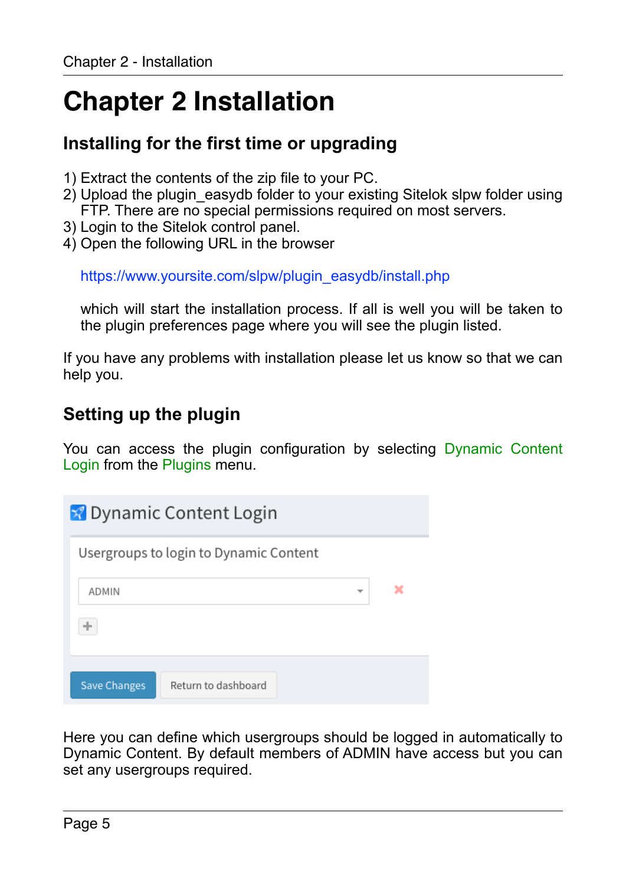# Chapter 2 Installation

## Installing for the first time or upgrading

1) Extract the contents of the zip file to your PC.
2) Upload the plugin_easydb folder to your existing Sitelok slpw folder using FTP. There are no special permissions required on most servers.
3) Login to the Sitelok control panel.
4) Open the following URL in the browser

   https://www.yoursite.com/slpw/plugin_easydb/install.php

   which will start the installation process. If all is well you will be taken to the plugin preferences page where you will see the plugin listed.

If you have any problems with installation please let us know so that we can help you.

## Setting up the plugin

You can access the plugin configuration by selecting Dynamic Content Login from the Plugins menu.

Here you can define which usergroups should be logged in automatically to Dynamic Content. By default members of ADMIN have access but you can set any usergroups required.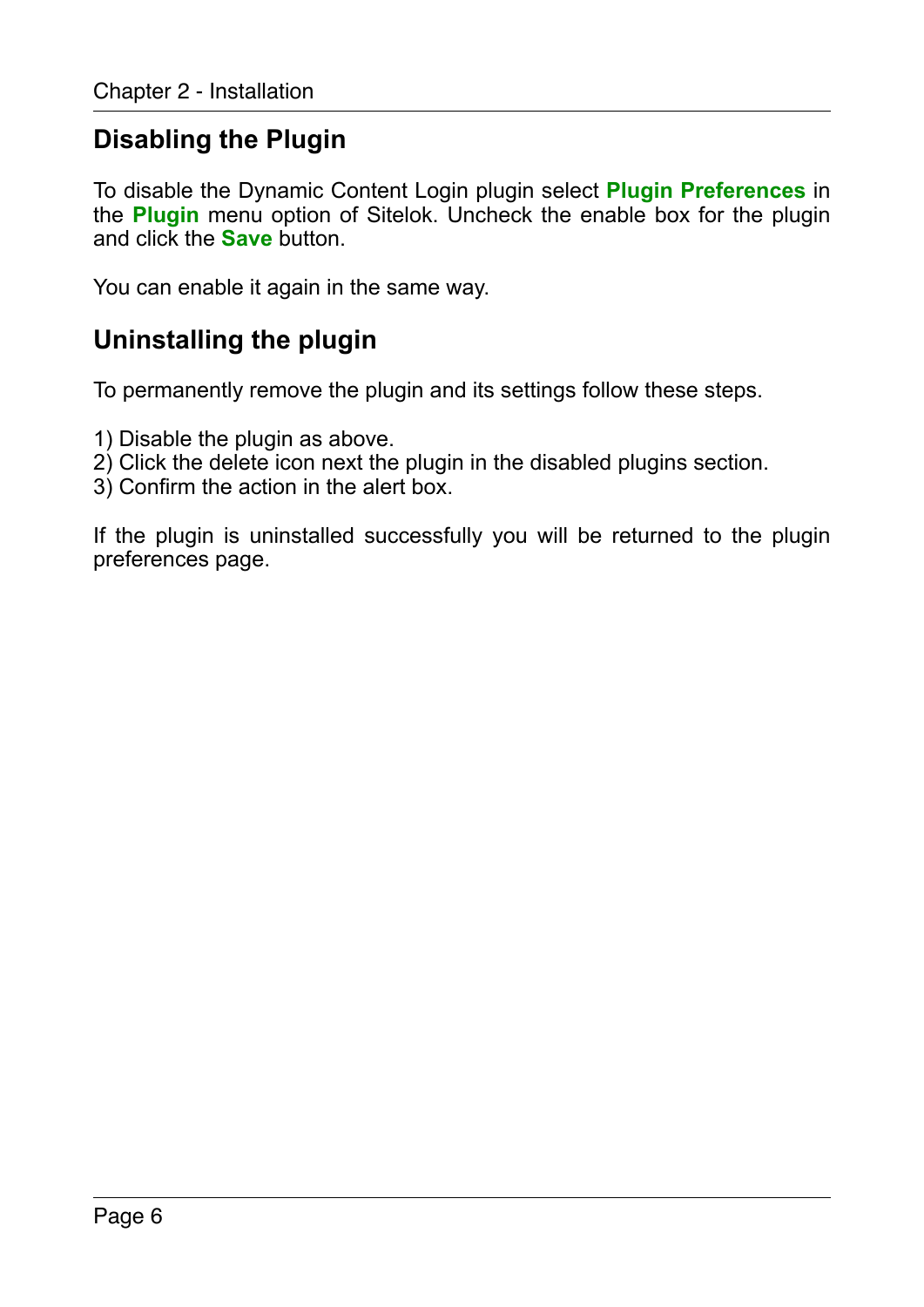## Disabling the Plugin

To disable the Dynamic Content Login plugin select **Plugin Preferences** in the **Plugin** menu option of Sitelok. Uncheck the enable box for the plugin and click the **Save** button.

You can enable it again in the same way.

## Uninstalling the plugin

To permanently remove the plugin and its settings follow these steps.

1) Disable the plugin as above.
2) Click the delete icon next the plugin in the disabled plugins section.
3) Confirm the action in the alert box.

If the plugin is uninstalled successfully you will be returned to the plugin preferences page.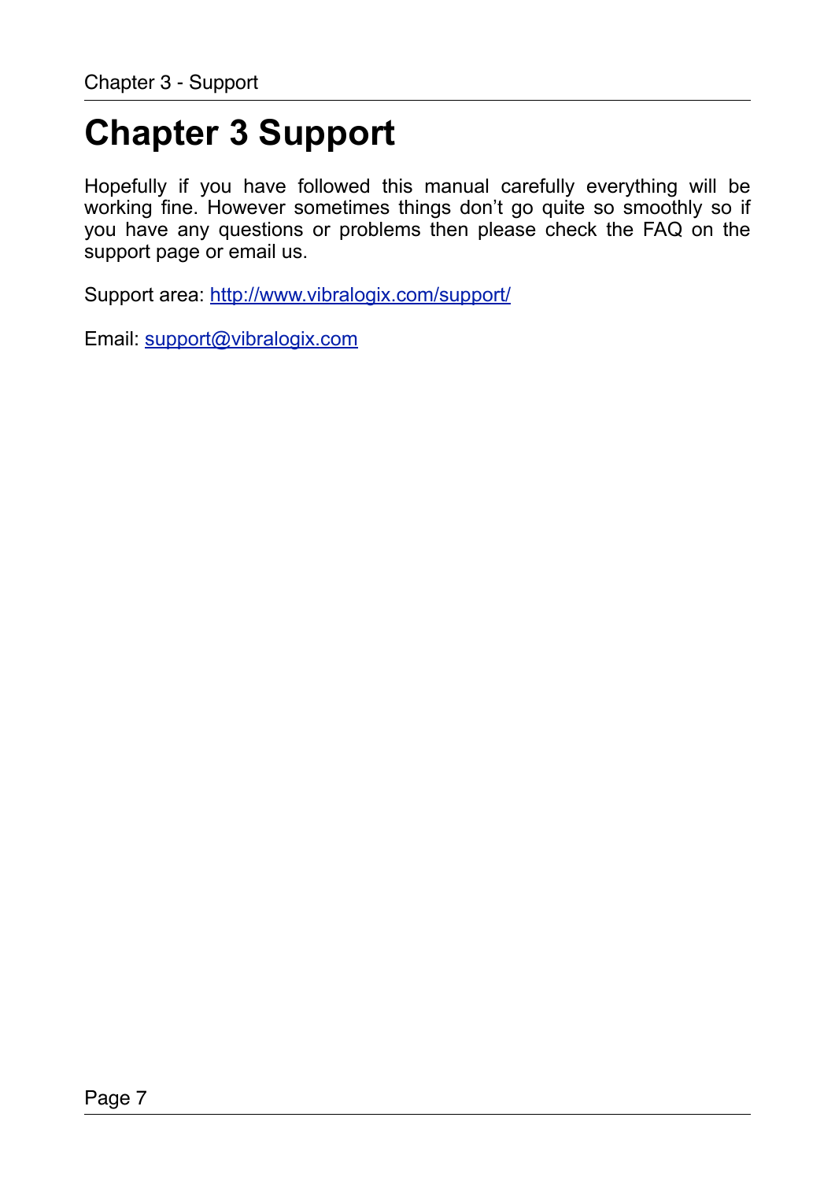# Chapter 3 Support

Hopefully if you have followed this manual carefully everything will be working fine. However sometimes things don't go quite so smoothly so if you have any questions or problems then please check the FAQ on the support page or email us.

Support area: http://www.vibralogix.com/support/

Email: support@vibralogix.com